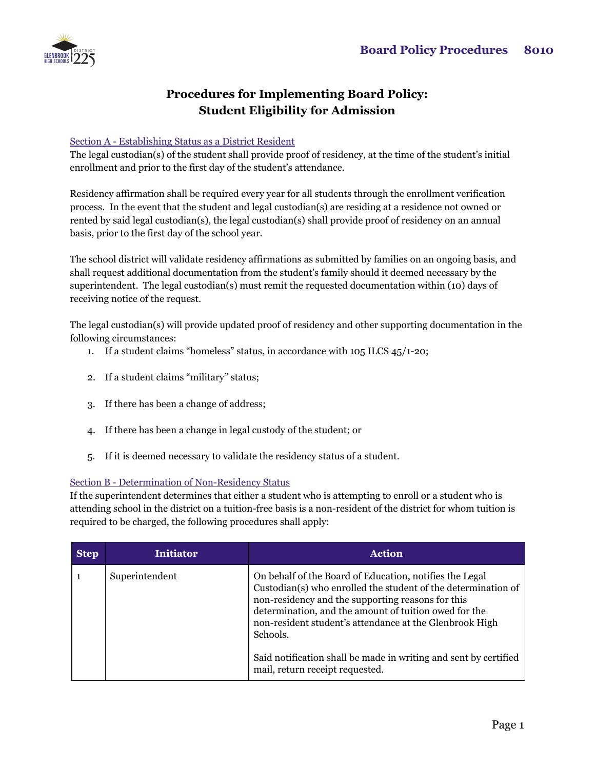# Procedures for Implementing Board Policy: Student Eligibility for Admission

## Section A - Establishing Status as a District Resident

The legal custodian(s) of the student shall provide proof of residency, at the time of the student's initial enrollment and prior to the first day of the student's attendance.

Residency affirmation shall be required every year for all students through the enrollment verification process. In the event that the student and legal custodian(s) are residing at a residence not owned or rented by said legal custodian(s), the legal custodian(s) shall provide proof of residency on an annual basis, prior to the first day of the school year.

The school district will validate residency affirmations as submitted by families on an ongoing basis, and shall request additional documentation from the student's family should it deemed necessary by the superintendent. The legal custodian(s) must remit the requested documentation within (10) days of receiving notice of the request.

The legal custodian(s) will provide updated proof of residency and other supporting documentation in the following circumstances:

1. If a student claims "homeless" status, in accordance with 105 ILCS 45/1-20;
2. If a student claims "military" status;
3. If there has been a change of address;
4. If there has been a change in legal custody of the student; or
5. If it is deemed necessary to validate the residency status of a student.

## Section B - Determination of Non-Residency Status

If the superintendent determines that either a student who is attempting to enroll or a student who is attending school in the district on a tuition-free basis is a non-resident of the district for whom tuition is required to be charged, the following procedures shall apply:

| Step | Initiator | Action |
|---|---|---|
| 1 | Superintendent | On behalf of the Board of Education, notifies the Legal Custodian(s) who enrolled the student of the determination of non-residency and the supporting reasons for this determination, and the amount of tuition owed for the non-resident student's attendance at the Glenbrook High Schools.<br><br>Said notification shall be made in writing and sent by certified mail, return receipt requested. |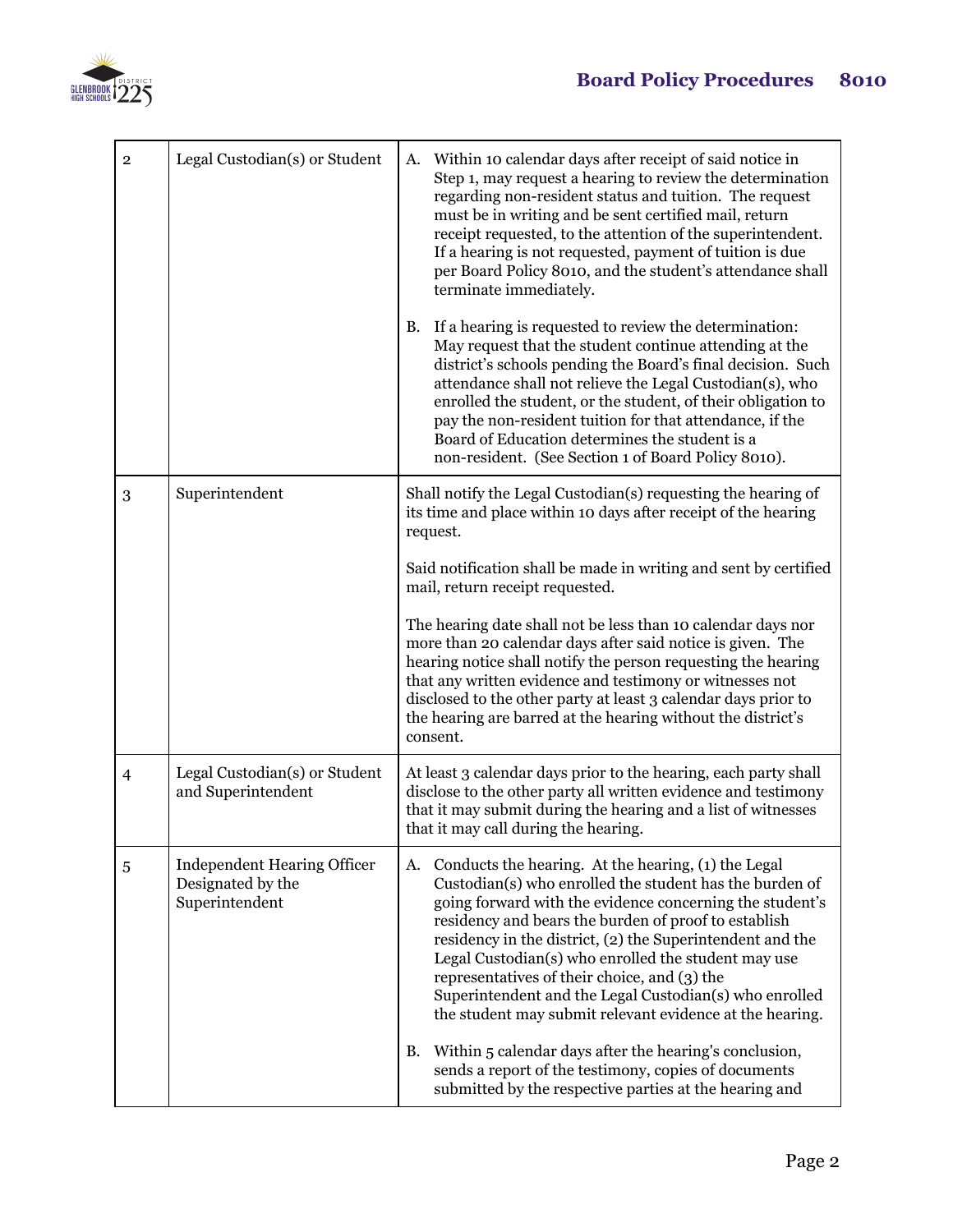| | | |
|---|---|---|
| 2 | Legal Custodian(s) or Student | A. Within 10 calendar days after receipt of said notice in Step 1, may request a hearing to review the determination regarding non-resident status and tuition. The request must be in writing and be sent certified mail, return receipt requested, to the attention of the superintendent. If a hearing is not requested, payment of tuition is due per Board Policy 8010, and the student's attendance shall terminate immediately.<br><br>B. If a hearing is requested to review the determination: May request that the student continue attending at the district's schools pending the Board's final decision. Such attendance shall not relieve the Legal Custodian(s), who enrolled the student, or the student, of their obligation to pay the non-resident tuition for that attendance, if the Board of Education determines the student is a non-resident. (See Section 1 of Board Policy 8010). |
| 3 | Superintendent | Shall notify the Legal Custodian(s) requesting the hearing of its time and place within 10 days after receipt of the hearing request.<br><br>Said notification shall be made in writing and sent by certified mail, return receipt requested.<br><br>The hearing date shall not be less than 10 calendar days nor more than 20 calendar days after said notice is given. The hearing notice shall notify the person requesting the hearing that any written evidence and testimony or witnesses not disclosed to the other party at least 3 calendar days prior to the hearing are barred at the hearing without the district's consent. |
| 4 | Legal Custodian(s) or Student and Superintendent | At least 3 calendar days prior to the hearing, each party shall disclose to the other party all written evidence and testimony that it may submit during the hearing and a list of witnesses that it may call during the hearing. |
| 5 | Independent Hearing Officer Designated by the Superintendent | A. Conducts the hearing. At the hearing, (1) the Legal Custodian(s) who enrolled the student has the burden of going forward with the evidence concerning the student's residency and bears the burden of proof to establish residency in the district, (2) the Superintendent and the Legal Custodian(s) who enrolled the student may use representatives of their choice, and (3) the Superintendent and the Legal Custodian(s) who enrolled the student may submit relevant evidence at the hearing.<br><br>B. Within 5 calendar days after the hearing's conclusion, sends a report of the testimony, copies of documents submitted by the respective parties at the hearing and |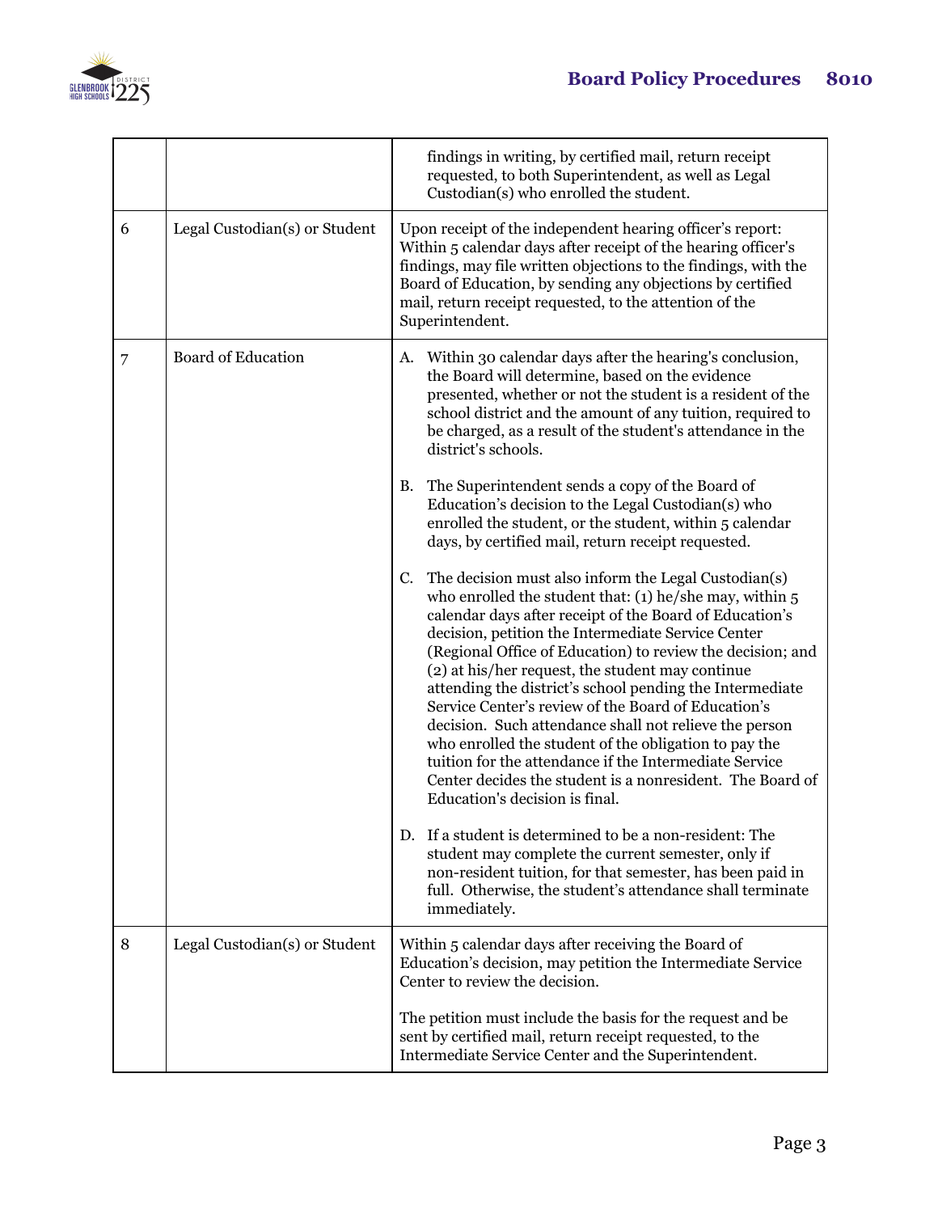| | | |
|---|---|---|
| | | findings in writing, by certified mail, return receipt requested, to both Superintendent, as well as Legal Custodian(s) who enrolled the student. |
| 6 | Legal Custodian(s) or Student | Upon receipt of the independent hearing officer's report: Within 5 calendar days after receipt of the hearing officer's findings, may file written objections to the findings, with the Board of Education, by sending any objections by certified mail, return receipt requested, to the attention of the Superintendent. |
| 7 | Board of Education | A. Within 30 calendar days after the hearing's conclusion, the Board will determine, based on the evidence presented, whether or not the student is a resident of the school district and the amount of any tuition, required to be charged, as a result of the student's attendance in the district's schools.<br><br>B. The Superintendent sends a copy of the Board of Education's decision to the Legal Custodian(s) who enrolled the student, or the student, within 5 calendar days, by certified mail, return receipt requested.<br><br>C. The decision must also inform the Legal Custodian(s) who enrolled the student that: (1) he/she may, within 5 calendar days after receipt of the Board of Education's decision, petition the Intermediate Service Center (Regional Office of Education) to review the decision; and (2) at his/her request, the student may continue attending the district's school pending the Intermediate Service Center's review of the Board of Education's decision. Such attendance shall not relieve the person who enrolled the student of the obligation to pay the tuition for the attendance if the Intermediate Service Center decides the student is a nonresident. The Board of Education's decision is final.<br><br>D. If a student is determined to be a non-resident: The student may complete the current semester, only if non-resident tuition, for that semester, has been paid in full. Otherwise, the student's attendance shall terminate immediately. |
| 8 | Legal Custodian(s) or Student | Within 5 calendar days after receiving the Board of Education's decision, may petition the Intermediate Service Center to review the decision.<br><br>The petition must include the basis for the request and be sent by certified mail, return receipt requested, to the Intermediate Service Center and the Superintendent. |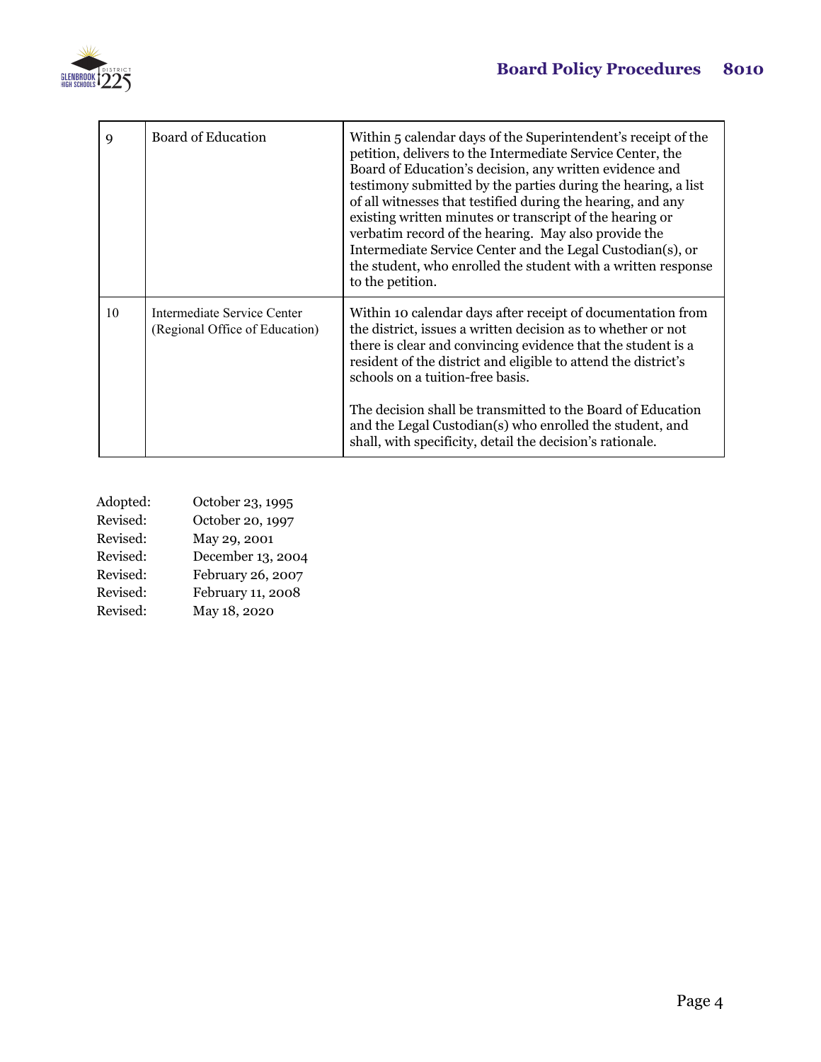| | | |
|---|---|---|
| 9 | Board of Education | Within 5 calendar days of the Superintendent's receipt of the petition, delivers to the Intermediate Service Center, the Board of Education's decision, any written evidence and testimony submitted by the parties during the hearing, a list of all witnesses that testified during the hearing, and any existing written minutes or transcript of the hearing or verbatim record of the hearing. May also provide the Intermediate Service Center and the Legal Custodian(s), or the student, who enrolled the student with a written response to the petition. |
| 10 | Intermediate Service Center (Regional Office of Education) | Within 10 calendar days after receipt of documentation from the district, issues a written decision as to whether or not there is clear and convincing evidence that the student is a resident of the district and eligible to attend the district's schools on a tuition-free basis.<br><br>The decision shall be transmitted to the Board of Education and the Legal Custodian(s) who enrolled the student, and shall, with specificity, detail the decision's rationale. |

Adopted: October 23, 1995
Revised: October 20, 1997
Revised: May 29, 2001
Revised: December 13, 2004
Revised: February 26, 2007
Revised: February 11, 2008
Revised: May 18, 2020